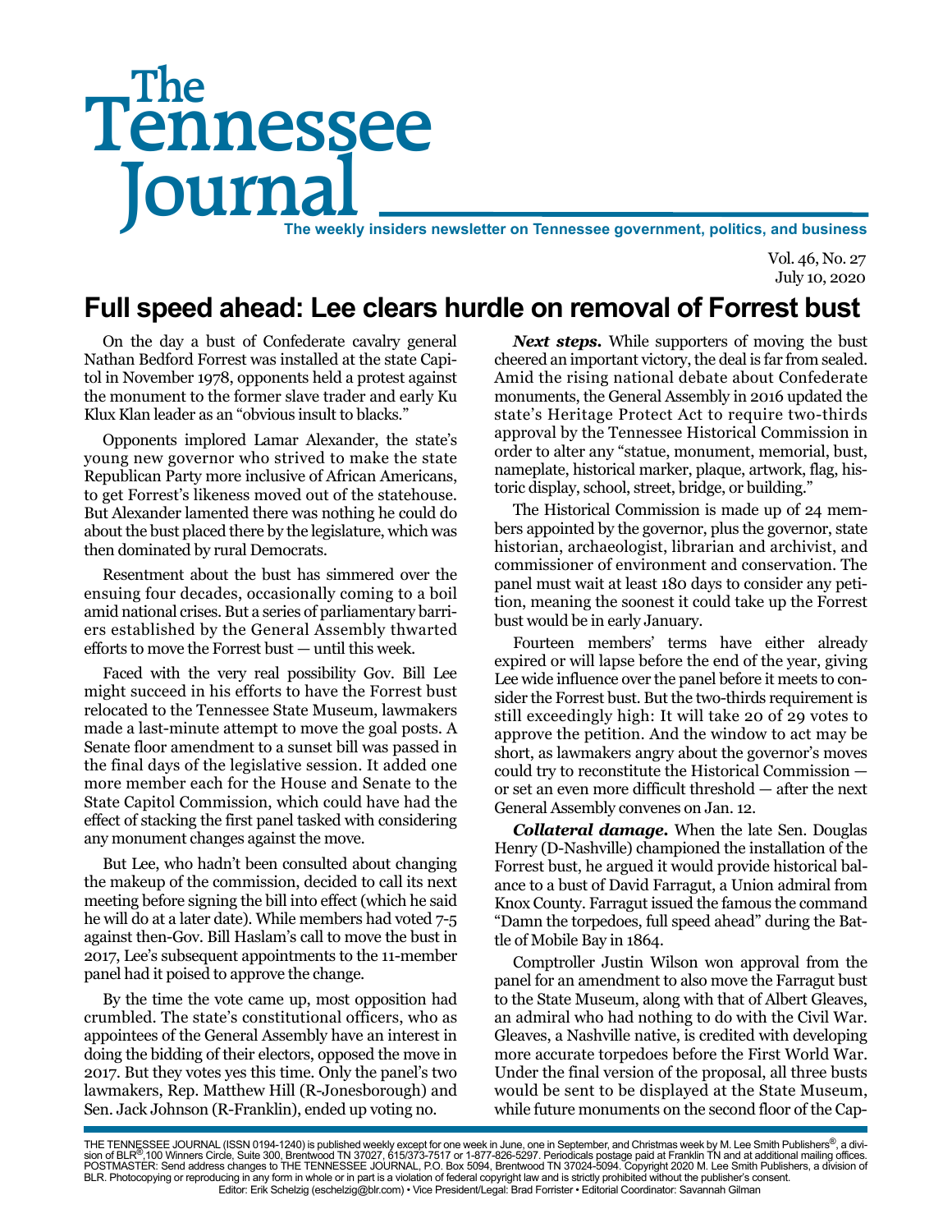# The Tennessee Journal

**The weekly insiders newsletter on Tennessee government, politics, and business**

Vol. 46, No. 27
July 10, 2020

## Full speed ahead: Lee clears hurdle on removal of Forrest bust

On the day a bust of Confederate cavalry general Nathan Bedford Forrest was installed at the state Capitol in November 1978, opponents held a protest against the monument to the former slave trader and early Ku Klux Klan leader as an "obvious insult to blacks."

Opponents implored Lamar Alexander, the state's young new governor who strived to make the state Republican Party more inclusive of African Americans, to get Forrest's likeness moved out of the statehouse. But Alexander lamented there was nothing he could do about the bust placed there by the legislature, which was then dominated by rural Democrats.

Resentment about the bust has simmered over the ensuing four decades, occasionally coming to a boil amid national crises. But a series of parliamentary barriers established by the General Assembly thwarted efforts to move the Forrest bust — until this week.

Faced with the very real possibility Gov. Bill Lee might succeed in his efforts to have the Forrest bust relocated to the Tennessee State Museum, lawmakers made a last-minute attempt to move the goal posts. A Senate floor amendment to a sunset bill was passed in the final days of the legislative session. It added one more member each for the House and Senate to the State Capitol Commission, which could have had the effect of stacking the first panel tasked with considering any monument changes against the move.

But Lee, who hadn't been consulted about changing the makeup of the commission, decided to call its next meeting before signing the bill into effect (which he said he will do at a later date). While members had voted 7-5 against then-Gov. Bill Haslam's call to move the bust in 2017, Lee's subsequent appointments to the 11-member panel had it poised to approve the change.

By the time the vote came up, most opposition had crumbled. The state's constitutional officers, who as appointees of the General Assembly have an interest in doing the bidding of their electors, opposed the move in 2017. But they votes yes this time. Only the panel's two lawmakers, Rep. Matthew Hill (R-Jonesborough) and Sen. Jack Johnson (R-Franklin), ended up voting no.

***Next steps.*** While supporters of moving the bust cheered an important victory, the deal is far from sealed. Amid the rising national debate about Confederate monuments, the General Assembly in 2016 updated the state's Heritage Protect Act to require two-thirds approval by the Tennessee Historical Commission in order to alter any "statue, monument, memorial, bust, nameplate, historical marker, plaque, artwork, flag, historic display, school, street, bridge, or building."

The Historical Commission is made up of 24 members appointed by the governor, plus the governor, state historian, archaeologist, librarian and archivist, and commissioner of environment and conservation. The panel must wait at least 180 days to consider any petition, meaning the soonest it could take up the Forrest bust would be in early January.

Fourteen members' terms have either already expired or will lapse before the end of the year, giving Lee wide influence over the panel before it meets to consider the Forrest bust. But the two-thirds requirement is still exceedingly high: It will take 20 of 29 votes to approve the petition. And the window to act may be short, as lawmakers angry about the governor's moves could try to reconstitute the Historical Commission — or set an even more difficult threshold — after the next General Assembly convenes on Jan. 12.

***Collateral damage.*** When the late Sen. Douglas Henry (D-Nashville) championed the installation of the Forrest bust, he argued it would provide historical balance to a bust of David Farragut, a Union admiral from Knox County. Farragut issued the famous the command "Damn the torpedoes, full speed ahead" during the Battle of Mobile Bay in 1864.

Comptroller Justin Wilson won approval from the panel for an amendment to also move the Farragut bust to the State Museum, along with that of Albert Gleaves, an admiral who had nothing to do with the Civil War. Gleaves, a Nashville native, is credited with developing more accurate torpedoes before the First World War. Under the final version of the proposal, all three busts would be sent to be displayed at the State Museum, while future monuments on the second floor of the Cap-

THE TENNESSEE JOURNAL (ISSN 0194-1240) is published weekly except for one week in June, one in September, and Christmas week by M. Lee Smith Publishers®, a division of BLR®,100 Winners Circle, Suite 300, Brentwood TN 37027, 615/373-7517 or 1-877-826-5297. Periodicals postage paid at Franklin TN and at additional mailing offices. POSTMASTER: Send address changes to THE TENNESSEE JOURNAL, P.O. Box 5094, Brentwood TN 37024-5094. Copyright 2020 M. Lee Smith Publishers, a division of BLR. Photocopying or reproducing in any form in whole or in part is a violation of federal copyright law and is strictly prohibited without the publisher's consent.
Editor: Erik Schelzig (eschelzig@blr.com) • Vice President/Legal: Brad Forrister • Editorial Coordinator: Savannah Gilman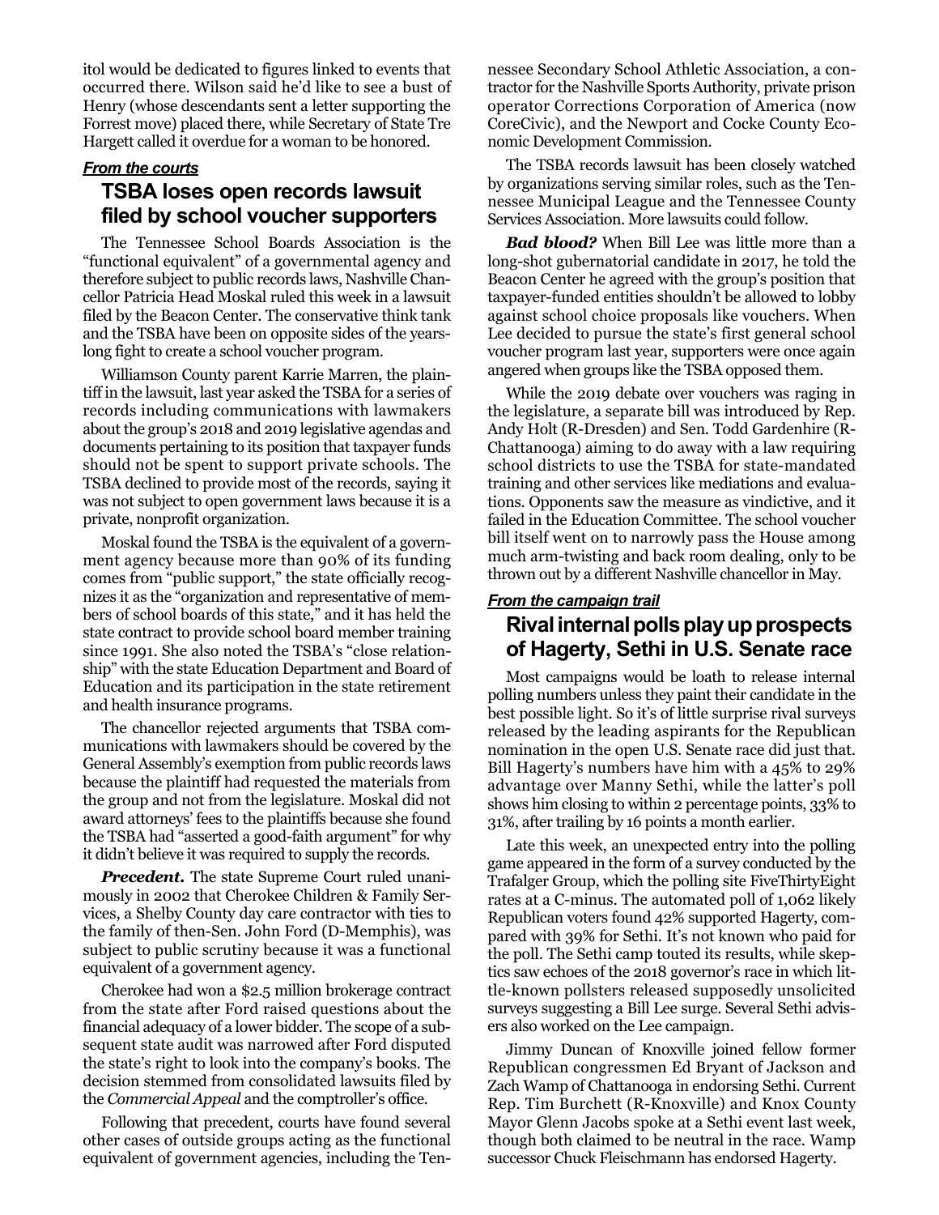itol would be dedicated to figures linked to events that occurred there. Wilson said he'd like to see a bust of Henry (whose descendants sent a letter supporting the Forrest move) placed there, while Secretary of State Tre Hargett called it overdue for a woman to be honored.

***From the courts***

## TSBA loses open records lawsuit filed by school voucher supporters

The Tennessee School Boards Association is the "functional equivalent" of a governmental agency and therefore subject to public records laws, Nashville Chancellor Patricia Head Moskal ruled this week in a lawsuit filed by the Beacon Center. The conservative think tank and the TSBA have been on opposite sides of the years-long fight to create a school voucher program.

Williamson County parent Karrie Marren, the plaintiff in the lawsuit, last year asked the TSBA for a series of records including communications with lawmakers about the group's 2018 and 2019 legislative agendas and documents pertaining to its position that taxpayer funds should not be spent to support private schools. The TSBA declined to provide most of the records, saying it was not subject to open government laws because it is a private, nonprofit organization.

Moskal found the TSBA is the equivalent of a government agency because more than 90% of its funding comes from "public support," the state officially recognizes it as the "organization and representative of members of school boards of this state," and it has held the state contract to provide school board member training since 1991. She also noted the TSBA's "close relationship" with the state Education Department and Board of Education and its participation in the state retirement and health insurance programs.

The chancellor rejected arguments that TSBA communications with lawmakers should be covered by the General Assembly's exemption from public records laws because the plaintiff had requested the materials from the group and not from the legislature. Moskal did not award attorneys' fees to the plaintiffs because she found the TSBA had "asserted a good-faith argument" for why it didn't believe it was required to supply the records.

***Precedent.*** The state Supreme Court ruled unanimously in 2002 that Cherokee Children & Family Services, a Shelby County day care contractor with ties to the family of then-Sen. John Ford (D-Memphis), was subject to public scrutiny because it was a functional equivalent of a government agency.

Cherokee had won a $2.5 million brokerage contract from the state after Ford raised questions about the financial adequacy of a lower bidder. The scope of a subsequent state audit was narrowed after Ford disputed the state's right to look into the company's books. The decision stemmed from consolidated lawsuits filed by the *Commercial Appeal* and the comptroller's office.

Following that precedent, courts have found several other cases of outside groups acting as the functional equivalent of government agencies, including the Tennessee Secondary School Athletic Association, a contractor for the Nashville Sports Authority, private prison operator Corrections Corporation of America (now CoreCivic), and the Newport and Cocke County Economic Development Commission.

The TSBA records lawsuit has been closely watched by organizations serving similar roles, such as the Tennessee Municipal League and the Tennessee County Services Association. More lawsuits could follow.

***Bad blood?*** When Bill Lee was little more than a long-shot gubernatorial candidate in 2017, he told the Beacon Center he agreed with the group's position that taxpayer-funded entities shouldn't be allowed to lobby against school choice proposals like vouchers. When Lee decided to pursue the state's first general school voucher program last year, supporters were once again angered when groups like the TSBA opposed them.

While the 2019 debate over vouchers was raging in the legislature, a separate bill was introduced by Rep. Andy Holt (R-Dresden) and Sen. Todd Gardenhire (R-Chattanooga) aiming to do away with a law requiring school districts to use the TSBA for state-mandated training and other services like mediations and evaluations. Opponents saw the measure as vindictive, and it failed in the Education Committee. The school voucher bill itself went on to narrowly pass the House among much arm-twisting and back room dealing, only to be thrown out by a different Nashville chancellor in May.

***From the campaign trail***

## Rival internal polls play up prospects of Hagerty, Sethi in U.S. Senate race

Most campaigns would be loath to release internal polling numbers unless they paint their candidate in the best possible light. So it's of little surprise rival surveys released by the leading aspirants for the Republican nomination in the open U.S. Senate race did just that. Bill Hagerty's numbers have him with a 45% to 29% advantage over Manny Sethi, while the latter's poll shows him closing to within 2 percentage points, 33% to 31%, after trailing by 16 points a month earlier.

Late this week, an unexpected entry into the polling game appeared in the form of a survey conducted by the Trafalger Group, which the polling site FiveThirtyEight rates at a C-minus. The automated poll of 1,062 likely Republican voters found 42% supported Hagerty, compared with 39% for Sethi. It's not known who paid for the poll. The Sethi camp touted its results, while skeptics saw echoes of the 2018 governor's race in which little-known pollsters released supposedly unsolicited surveys suggesting a Bill Lee surge. Several Sethi advisers also worked on the Lee campaign.

Jimmy Duncan of Knoxville joined fellow former Republican congressmen Ed Bryant of Jackson and Zach Wamp of Chattanooga in endorsing Sethi. Current Rep. Tim Burchett (R-Knoxville) and Knox County Mayor Glenn Jacobs spoke at a Sethi event last week, though both claimed to be neutral in the race. Wamp successor Chuck Fleischmann has endorsed Hagerty.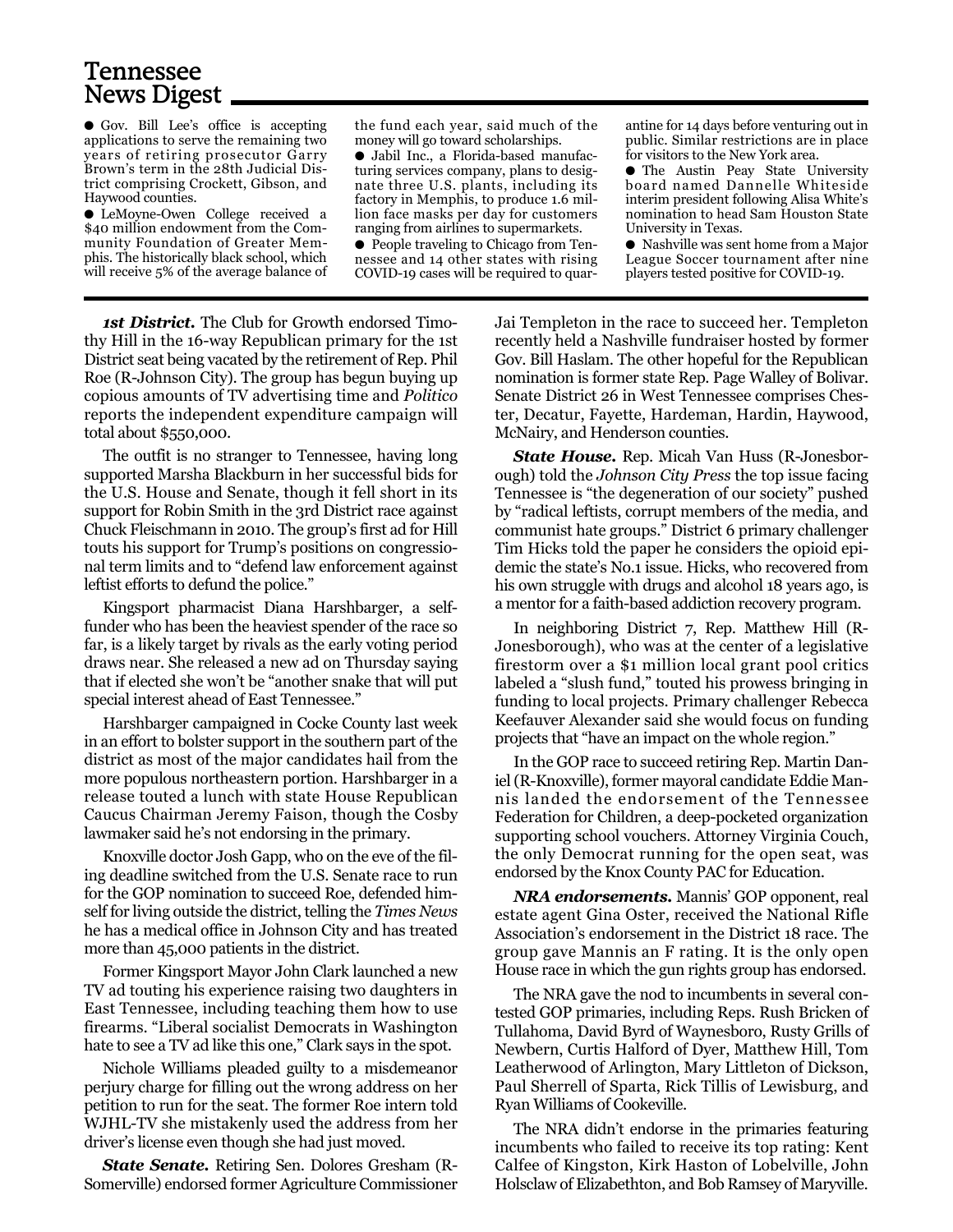## Tennessee News Digest

- Gov. Bill Lee's office is accepting applications to serve the remaining two years of retiring prosecutor Garry Brown's term in the 28th Judicial District comprising Crockett, Gibson, and Haywood counties.
- LeMoyne-Owen College received a $40 million endowment from the Community Foundation of Greater Memphis. The historically black school, which will receive 5% of the average balance of the fund each year, said much of the money will go toward scholarships.
- Jabil Inc., a Florida-based manufacturing services company, plans to designate three U.S. plants, including its factory in Memphis, to produce 1.6 million face masks per day for customers ranging from airlines to supermarkets.
- People traveling to Chicago from Tennessee and 14 other states with rising COVID-19 cases will be required to quarantine for 14 days before venturing out in public. Similar restrictions are in place for visitors to the New York area.
- The Austin Peay State University board named Dannelle Whiteside interim president following Alisa White's nomination to head Sam Houston State University in Texas.
- Nashville was sent home from a Major League Soccer tournament after nine players tested positive for COVID-19.

***1st District.*** The Club for Growth endorsed Timothy Hill in the 16-way Republican primary for the 1st District seat being vacated by the retirement of Rep. Phil Roe (R-Johnson City). The group has begun buying up copious amounts of TV advertising time and *Politico* reports the independent expenditure campaign will total about $550,000.

The outfit is no stranger to Tennessee, having long supported Marsha Blackburn in her successful bids for the U.S. House and Senate, though it fell short in its support for Robin Smith in the 3rd District race against Chuck Fleischmann in 2010. The group's first ad for Hill touts his support for Trump's positions on congressional term limits and to "defend law enforcement against leftist efforts to defund the police."

Kingsport pharmacist Diana Harshbarger, a self-funder who has been the heaviest spender of the race so far, is a likely target by rivals as the early voting period draws near. She released a new ad on Thursday saying that if elected she won't be "another snake that will put special interest ahead of East Tennessee."

Harshbarger campaigned in Cocke County last week in an effort to bolster support in the southern part of the district as most of the major candidates hail from the more populous northeastern portion. Harshbarger in a release touted a lunch with state House Republican Caucus Chairman Jeremy Faison, though the Cosby lawmaker said he's not endorsing in the primary.

Knoxville doctor Josh Gapp, who on the eve of the filing deadline switched from the U.S. Senate race to run for the GOP nomination to succeed Roe, defended himself for living outside the district, telling the *Times News* he has a medical office in Johnson City and has treated more than 45,000 patients in the district.

Former Kingsport Mayor John Clark launched a new TV ad touting his experience raising two daughters in East Tennessee, including teaching them how to use firearms. "Liberal socialist Democrats in Washington hate to see a TV ad like this one," Clark says in the spot.

Nichole Williams pleaded guilty to a misdemeanor perjury charge for filling out the wrong address on her petition to run for the seat. The former Roe intern told WJHL-TV she mistakenly used the address from her driver's license even though she had just moved.

***State Senate.*** Retiring Sen. Dolores Gresham (R-Somerville) endorsed former Agriculture Commissioner Jai Templeton in the race to succeed her. Templeton recently held a Nashville fundraiser hosted by former Gov. Bill Haslam. The other hopeful for the Republican nomination is former state Rep. Page Walley of Bolivar. Senate District 26 in West Tennessee comprises Chester, Decatur, Fayette, Hardeman, Hardin, Haywood, McNairy, and Henderson counties.

***State House.*** Rep. Micah Van Huss (R-Jonesborough) told the *Johnson City Press* the top issue facing Tennessee is "the degeneration of our society" pushed by "radical leftists, corrupt members of the media, and communist hate groups." District 6 primary challenger Tim Hicks told the paper he considers the opioid epidemic the state's No.1 issue. Hicks, who recovered from his own struggle with drugs and alcohol 18 years ago, is a mentor for a faith-based addiction recovery program.

In neighboring District 7, Rep. Matthew Hill (R-Jonesborough), who was at the center of a legislative firestorm over a $1 million local grant pool critics labeled a "slush fund," touted his prowess bringing in funding to local projects. Primary challenger Rebecca Keefauver Alexander said she would focus on funding projects that "have an impact on the whole region."

In the GOP race to succeed retiring Rep. Martin Daniel (R-Knoxville), former mayoral candidate Eddie Mannis landed the endorsement of the Tennessee Federation for Children, a deep-pocketed organization supporting school vouchers. Attorney Virginia Couch, the only Democrat running for the open seat, was endorsed by the Knox County PAC for Education.

***NRA endorsements.*** Mannis' GOP opponent, real estate agent Gina Oster, received the National Rifle Association's endorsement in the District 18 race. The group gave Mannis an F rating. It is the only open House race in which the gun rights group has endorsed.

The NRA gave the nod to incumbents in several contested GOP primaries, including Reps. Rush Bricken of Tullahoma, David Byrd of Waynesboro, Rusty Grills of Newbern, Curtis Halford of Dyer, Matthew Hill, Tom Leatherwood of Arlington, Mary Littleton of Dickson, Paul Sherrell of Sparta, Rick Tillis of Lewisburg, and Ryan Williams of Cookeville.

The NRA didn't endorse in the primaries featuring incumbents who failed to receive its top rating: Kent Calfee of Kingston, Kirk Haston of Lobelville, John Holsclaw of Elizabethton, and Bob Ramsey of Maryville.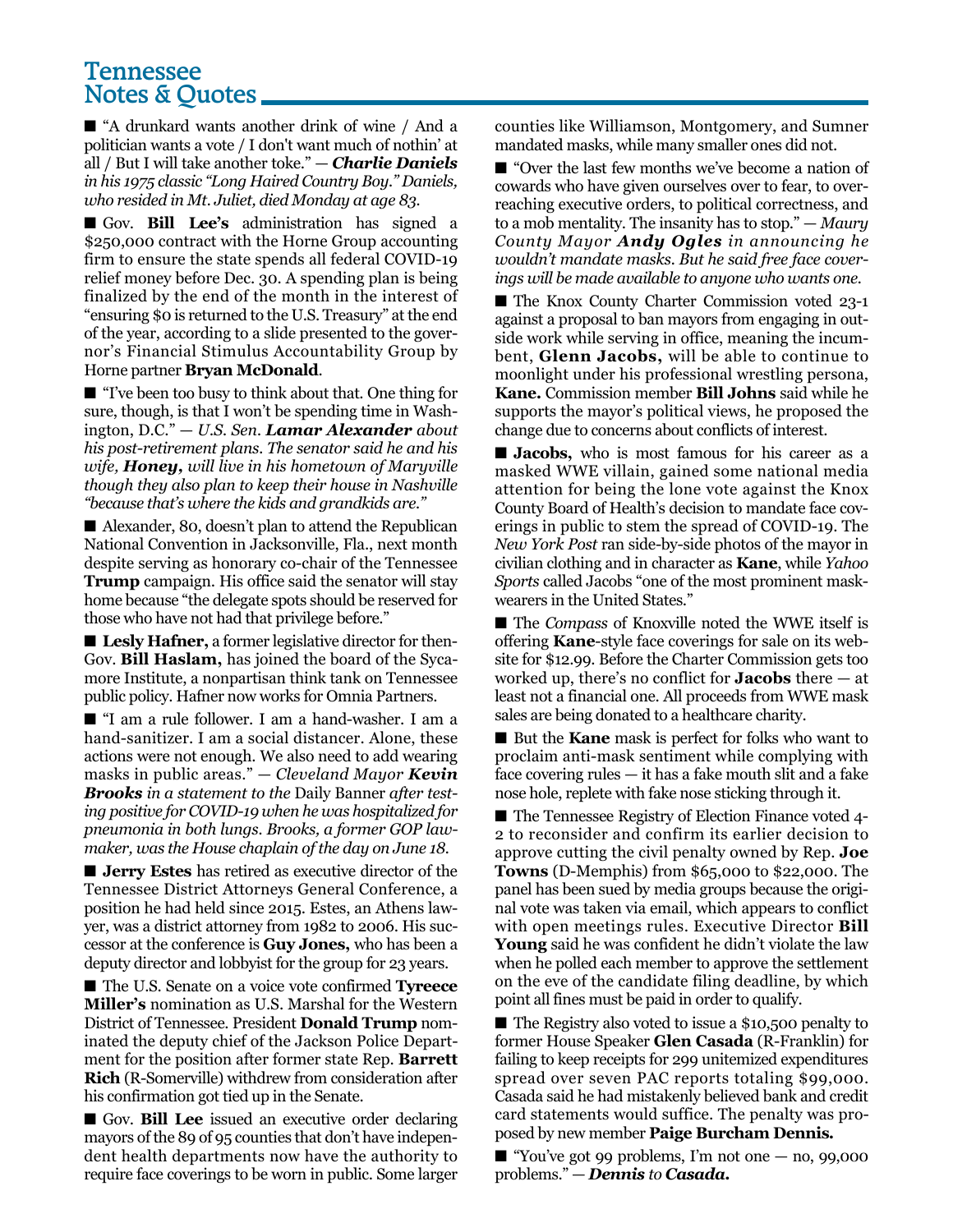## Tennessee Notes & Quotes

■ "A drunkard wants another drink of wine / And a politician wants a vote / I don't want much of nothin' at all / But I will take another toke." — ***Charlie Daniels*** *in his 1975 classic "Long Haired Country Boy." Daniels, who resided in Mt. Juliet, died Monday at age 83.*

■ Gov. **Bill Lee's** administration has signed a $250,000 contract with the Horne Group accounting firm to ensure the state spends all federal COVID-19 relief money before Dec. 30. A spending plan is being finalized by the end of the month in the interest of "ensuring $0 is returned to the U.S. Treasury" at the end of the year, according to a slide presented to the governor's Financial Stimulus Accountability Group by Horne partner **Bryan McDonald**.

■ "I've been too busy to think about that. One thing for sure, though, is that I won't be spending time in Washington, D.C." — *U.S. Sen.* ***Lamar Alexander*** *about his post-retirement plans. The senator said he and his wife,* ***Honey,*** *will live in his hometown of Maryville though they also plan to keep their house in Nashville "because that's where the kids and grandkids are."*

■ Alexander, 80, doesn't plan to attend the Republican National Convention in Jacksonville, Fla., next month despite serving as honorary co-chair of the Tennessee **Trump** campaign. His office said the senator will stay home because "the delegate spots should be reserved for those who have not had that privilege before."

■ **Lesly Hafner,** a former legislative director for then-Gov. **Bill Haslam,** has joined the board of the Sycamore Institute, a nonpartisan think tank on Tennessee public policy. Hafner now works for Omnia Partners.

■ "I am a rule follower. I am a hand-washer. I am a hand-sanitizer. I am a social distancer. Alone, these actions were not enough. We also need to add wearing masks in public areas." — *Cleveland Mayor* ***Kevin Brooks*** *in a statement to the* Daily Banner *after testing positive for COVID-19 when he was hospitalized for pneumonia in both lungs. Brooks, a former GOP lawmaker, was the House chaplain of the day on June 18.*

■ **Jerry Estes** has retired as executive director of the Tennessee District Attorneys General Conference, a position he had held since 2015. Estes, an Athens lawyer, was a district attorney from 1982 to 2006. His successor at the conference is **Guy Jones,** who has been a deputy director and lobbyist for the group for 23 years.

■ The U.S. Senate on a voice vote confirmed **Tyreece Miller's** nomination as U.S. Marshal for the Western District of Tennessee. President **Donald Trump** nominated the deputy chief of the Jackson Police Department for the position after former state Rep. **Barrett Rich** (R-Somerville) withdrew from consideration after his confirmation got tied up in the Senate.

■ Gov. **Bill Lee** issued an executive order declaring mayors of the 89 of 95 counties that don't have independent health departments now have the authority to require face coverings to be worn in public. Some larger counties like Williamson, Montgomery, and Sumner mandated masks, while many smaller ones did not.

■ "Over the last few months we've become a nation of cowards who have given ourselves over to fear, to overreaching executive orders, to political correctness, and to a mob mentality. The insanity has to stop." — *Maury County Mayor* ***Andy Ogles*** *in announcing he wouldn't mandate masks. But he said free face coverings will be made available to anyone who wants one.*

■ The Knox County Charter Commission voted 23-1 against a proposal to ban mayors from engaging in outside work while serving in office, meaning the incumbent, **Glenn Jacobs,** will be able to continue to moonlight under his professional wrestling persona, **Kane.** Commission member **Bill Johns** said while he supports the mayor's political views, he proposed the change due to concerns about conflicts of interest.

■ **Jacobs,** who is most famous for his career as a masked WWE villain, gained some national media attention for being the lone vote against the Knox County Board of Health's decision to mandate face coverings in public to stem the spread of COVID-19. The *New York Post* ran side-by-side photos of the mayor in civilian clothing and in character as **Kane**, while *Yahoo Sports* called Jacobs "one of the most prominent mask-wearers in the United States."

■ The *Compass* of Knoxville noted the WWE itself is offering **Kane**-style face coverings for sale on its website for $12.99. Before the Charter Commission gets too worked up, there's no conflict for **Jacobs** there — at least not a financial one. All proceeds from WWE mask sales are being donated to a healthcare charity.

■ But the **Kane** mask is perfect for folks who want to proclaim anti-mask sentiment while complying with face covering rules — it has a fake mouth slit and a fake nose hole, replete with fake nose sticking through it.

■ The Tennessee Registry of Election Finance voted 4-2 to reconsider and confirm its earlier decision to approve cutting the civil penalty owned by Rep. **Joe Towns** (D-Memphis) from $65,000 to $22,000. The panel has been sued by media groups because the original vote was taken via email, which appears to conflict with open meetings rules. Executive Director **Bill Young** said he was confident he didn't violate the law when he polled each member to approve the settlement on the eve of the candidate filing deadline, by which point all fines must be paid in order to qualify.

■ The Registry also voted to issue a $10,500 penalty to former House Speaker **Glen Casada** (R-Franklin) for failing to keep receipts for 299 unitemized expenditures spread over seven PAC reports totaling $99,000. Casada said he had mistakenly believed bank and credit card statements would suffice. The penalty was proposed by new member **Paige Burcham Dennis.**

■ "You've got 99 problems, I'm not one — no, 99,000 problems." — ***Dennis*** *to* ***Casada.***